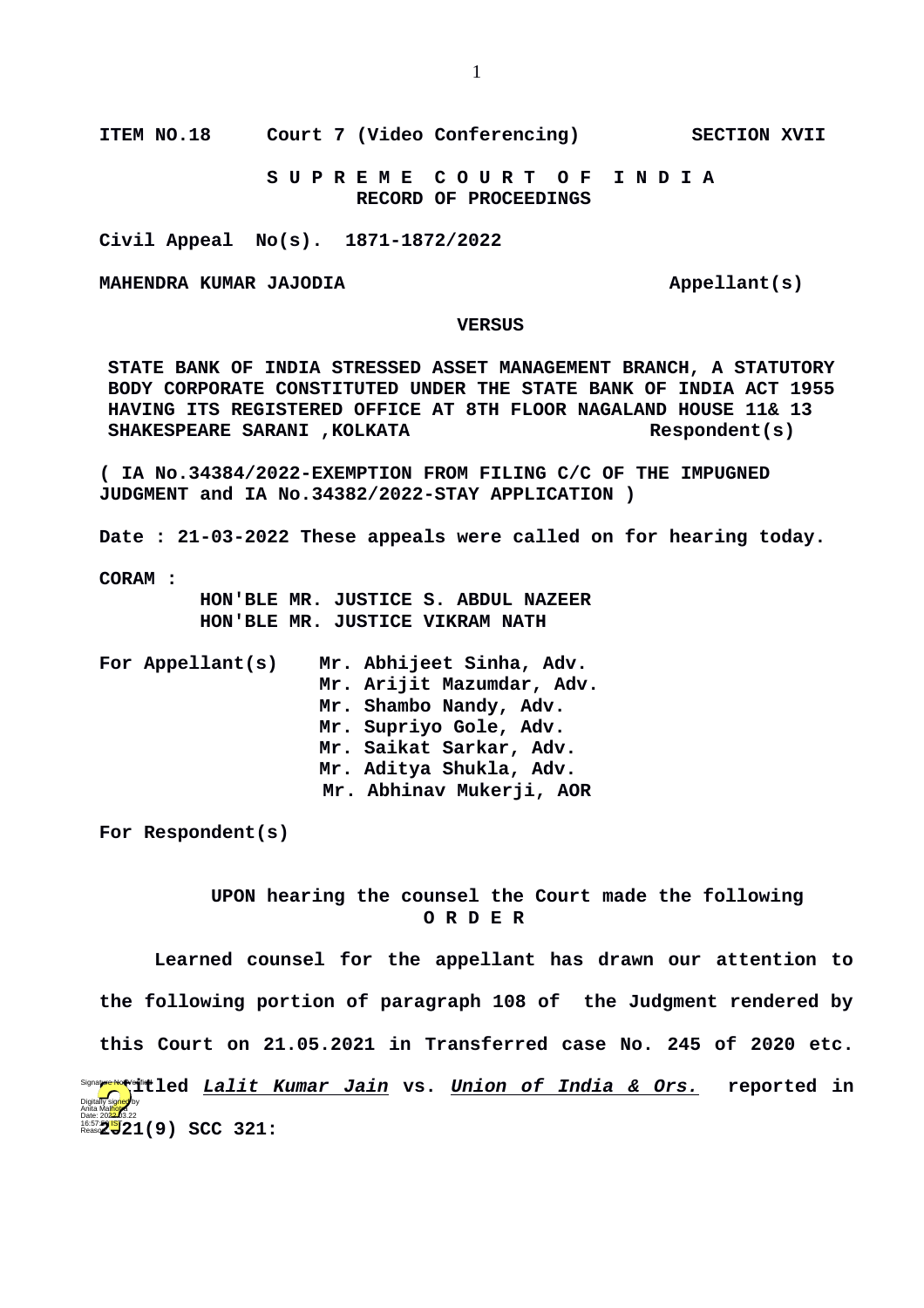**ITEM NO.18 Court 7 (Video Conferencing) SECTION XVII**

**S U P R E M E C O U R T O F I N D I A**
**RECORD OF PROCEEDINGS**

**Civil Appeal No(s). 1871-1872/2022**

**MAHENDRA KUMAR JAJODIA Appellant(s)**

**VERSUS**

**STATE BANK OF INDIA STRESSED ASSET MANAGEMENT BRANCH, A STATUTORY BODY CORPORATE CONSTITUTED UNDER THE STATE BANK OF INDIA ACT 1955 HAVING ITS REGISTERED OFFICE AT 8TH FLOOR NAGALAND HOUSE 11& 13 SHAKESPEARE SARANI ,KOLKATA Respondent(s)**

**( IA No.34384/2022-EXEMPTION FROM FILING C/C OF THE IMPUGNED JUDGMENT and IA No.34382/2022-STAY APPLICATION )**

**Date : 21-03-2022 These appeals were called on for hearing today.**

**CORAM :**
**HON'BLE MR. JUSTICE S. ABDUL NAZEER**
**HON'BLE MR. JUSTICE VIKRAM NATH**

**For Appellant(s)** Mr. Abhijeet Sinha, Adv.
Mr. Arijit Mazumdar, Adv.
Mr. Shambo Nandy, Adv.
Mr. Supriyo Gole, Adv.
Mr. Saikat Sarkar, Adv.
Mr. Aditya Shukla, Adv.
Mr. Abhinav Mukerji, AOR

**For Respondent(s)**

**UPON hearing the counsel the Court made the following**
**O R D E R**

**Learned counsel for the appellant has drawn our attention to the following portion of paragraph 108 of the Judgment rendered by this Court on 21.05.2021 in Transferred case No. 245 of 2020 etc. titled *Lalit Kumar Jain* vs. *Union of India & Ors.* reported in 2021(9) SCC 321:**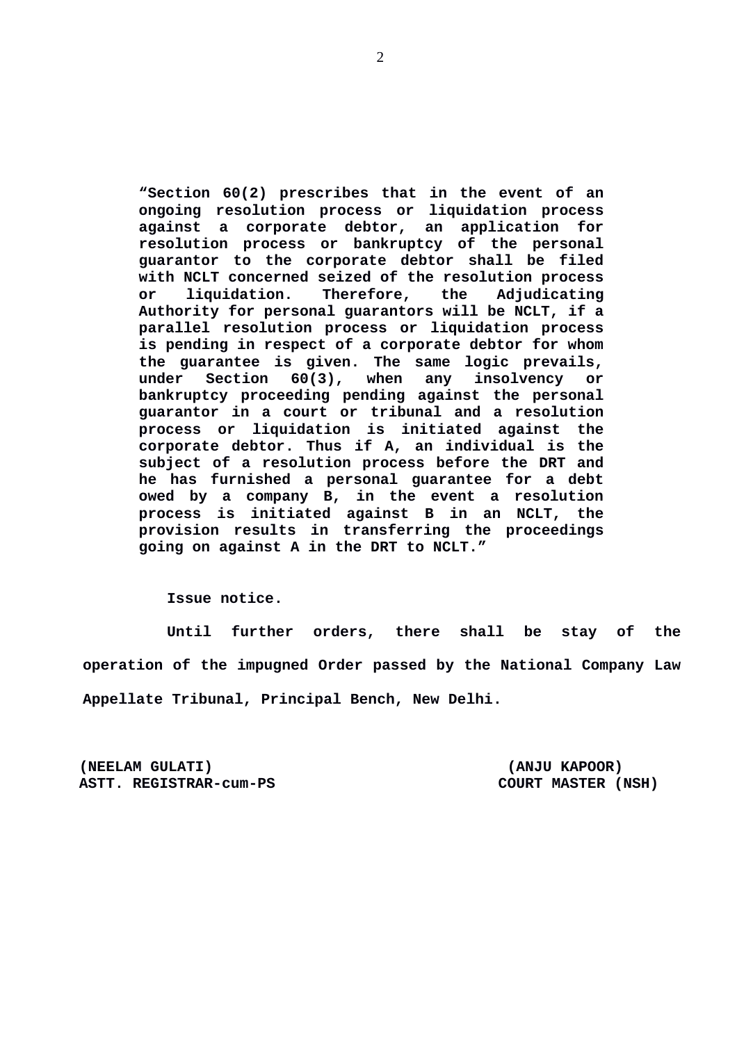**"Section 60(2) prescribes that in the event of an ongoing resolution process or liquidation process against a corporate debtor, an application for resolution process or bankruptcy of the personal guarantor to the corporate debtor shall be filed with NCLT concerned seized of the resolution process or liquidation. Therefore, the Adjudicating Authority for personal guarantors will be NCLT, if a parallel resolution process or liquidation process is pending in respect of a corporate debtor for whom the guarantee is given. The same logic prevails, under Section 60(3), when any insolvency or bankruptcy proceeding pending against the personal guarantor in a court or tribunal and a resolution process or liquidation is initiated against the corporate debtor. Thus if A, an individual is the subject of a resolution process before the DRT and he has furnished a personal guarantee for a debt owed by a company B, in the event a resolution process is initiated against B in an NCLT, the provision results in transferring the proceedings going on against A in the DRT to NCLT."**

**Issue notice.**

**Until further orders, there shall be stay of the operation of the impugned Order passed by the National Company Law Appellate Tribunal, Principal Bench, New Delhi.**

**(NEELAM GULATI)**
**ASTT. REGISTRAR-cum-PS**

**(ANJU KAPOOR)**
**COURT MASTER (NSH)**